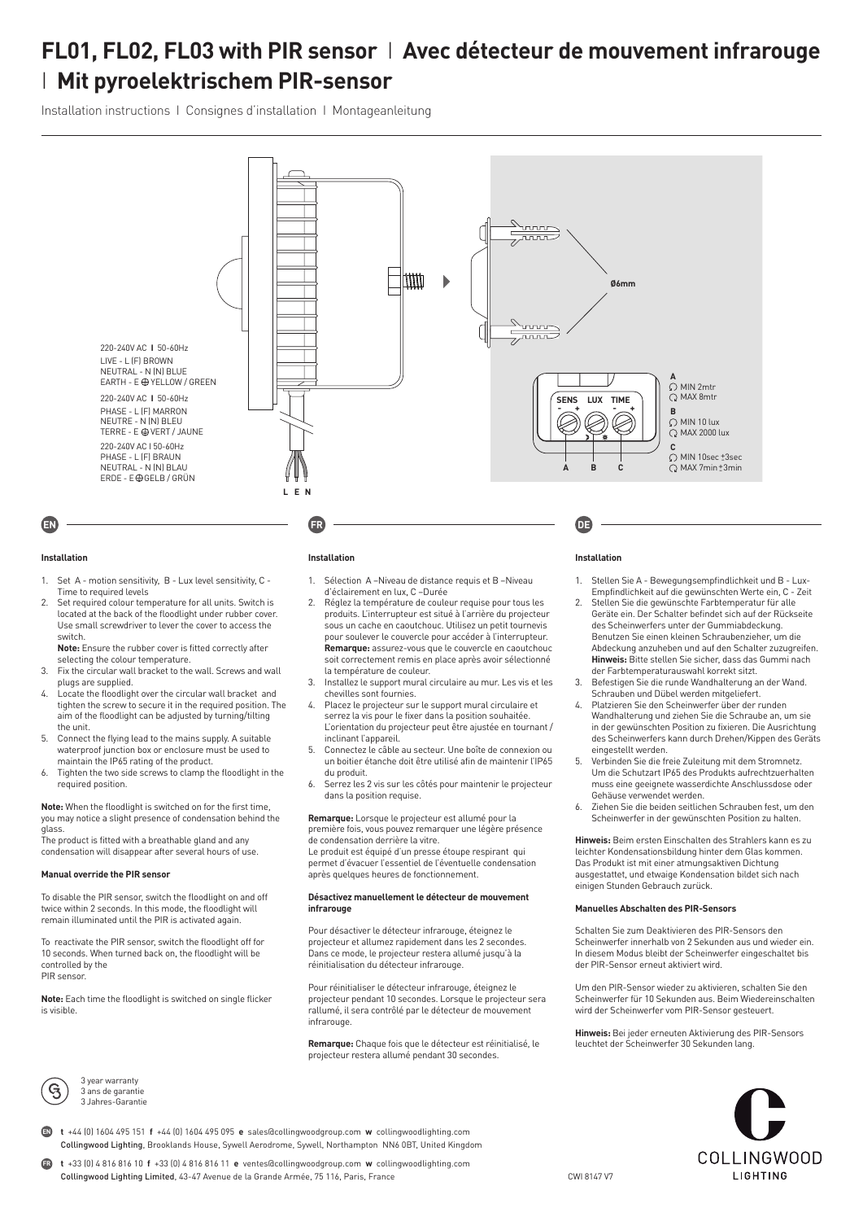# FL01, FL02, FL03 with PIR sensor | Avec détecteur de mouvement infrarouge | Mit pyroelektrischem PIR-sensor

Installation instructions | Consignes d'installation | Montageanleitung

220-240V AC | 50-60Hz
LIVE - L (F) BROWN
NEUTRAL - N (N) BLUE
EARTH - E ⊕ YELLOW / GREEN

220-240V AC | 50-60Hz
PHASE - L (F) MARRON
NEUTRE - N (N) BLEU
TERRE - E ⊕ VERT / JAUNE

220-240V AC | 50-60Hz
PHASE - L (F) BRAUN
NEUTRAL - N (N) BLAU
ERDE - E ⊕ GELB / GRÜN

L E N

Ø6mm

SENS LUX TIME

A
MIN 2mtr
MAX 8mtr

B
MIN 10 lux
MAX 2000 lux

C
MIN 10sec ±3sec
MAX 7min ±3min

## EN

### Installation

1. Set A - motion sensitivity, B - Lux level sensitivity, C - Time to required levels
2. Set required colour temperature for all units. Switch is located at the back of the floodlight under rubber cover. Use small screwdriver to lever the cover to access the switch.
   **Note:** Ensure the rubber cover is fitted correctly after selecting the colour temperature.
3. Fix the circular wall bracket to the wall. Screws and wall plugs are supplied.
4. Locate the floodlight over the circular wall bracket and tighten the screw to secure it in the required position. The aim of the floodlight can be adjusted by turning/tilting the unit.
5. Connect the flying lead to the mains supply. A suitable waterproof junction box or enclosure must be used to maintain the IP65 rating of the product.
6. Tighten the two side screws to clamp the floodlight in the required position.

**Note:** When the floodlight is switched on for the first time, you may notice a slight presence of condensation behind the glass.
The product is fitted with a breathable gland and any condensation will disappear after several hours of use.

### Manual override the PIR sensor

To disable the PIR sensor, switch the floodlight on and off twice within 2 seconds. In this mode, the floodlight will remain illuminated until the PIR is activated again.

To reactivate the PIR sensor, switch the floodlight off for 10 seconds. When turned back on, the floodlight will be controlled by the PIR sensor.

**Note:** Each time the floodlight is switched on single flicker is visible.

## FR

### Installation

1. Sélection A –Niveau de distance requis et B –Niveau d'éclairement en lux, C –Durée
2. Réglez la température de couleur requise pour tous les produits. L'interrupteur est situé à l'arrière du projecteur sous un cache en caoutchouc. Utilisez un petit tournevis pour soulever le couvercle pour accéder à l'interrupteur.
   **Remarque:** assurez-vous que le couvercle en caoutchouc soit correctement remis en place après avoir sélectionné la température de couleur.
3. Installez le support mural circulaire au mur. Les vis et les chevilles sont fournies.
4. Placez le projecteur sur le support mural circulaire et serrez la vis pour le fixer dans la position souhaitée. L'orientation du projecteur peut être ajustée en tournant / inclinant l'appareil.
5. Connectez le câble au secteur. Une boîte de connexion ou un boitier étanche doit être utilisé afin de maintenir l'IP65 du produit.
6. Serrez les 2 vis sur les côtés pour maintenir le projecteur dans la position requise.

**Remarque:** Lorsque le projecteur est allumé pour la première fois, vous pouvez remarquer une légère présence de condensation derrière la vitre.
Le produit est équipé d'un presse étoupe respirant qui permet d'évacuer l'essentiel de l'éventuelle condensation après quelques heures de fonctionnement.

### Désactivez manuellement le détecteur de mouvement infrarouge

Pour désactiver le détecteur infrarouge, éteignez le projecteur et allumez rapidement dans les 2 secondes. Dans ce mode, le projecteur restera allumé jusqu'à la réinitialisation du détecteur infrarouge.

Pour réinitialiser le détecteur infrarouge, éteignez le projecteur pendant 10 secondes. Lorsque le projecteur sera rallumé, il sera contrôlé par le détecteur de mouvement infrarouge.

**Remarque:** Chaque fois que le détecteur est réinitialisé, le projecteur restera allumé pendant 30 secondes.

## DE

### Installation

1. Stellen Sie A - Bewegungsempfindlichkeit und B - Lux-Empfindlichkeit auf die gewünschten Werte ein, C - Zeit
2. Stellen Sie die gewünschte Farbtemperatur für alle Geräte ein. Der Schalter befindet sich auf der Rückseite des Scheinwerfers unter der Gummiabdeckung. Benutzen Sie einen kleinen Schraubenzieher, um die Abdeckung anzuheben und auf den Schalter zuzugreifen.
   **Hinweis:** Bitte stellen Sie sicher, dass das Gummi nach der Farbtemperaturauswahl korrekt sitzt.
3. Befestigen Sie die runde Wandhalterung an der Wand. Schrauben und Dübel werden mitgeliefert.
4. Platzieren Sie den Scheinwerfer über der runden Wandhalterung und ziehen Sie die Schraube an, um sie in der gewünschten Position zu fixieren. Die Ausrichtung des Scheinwerfers kann durch Drehen/Kippen des Geräts eingestellt werden.
5. Verbinden Sie die freie Zuleitung mit dem Stromnetz. Um die Schutzart IP65 des Produkts aufrechtzuerhalten muss eine geeignete wasserdichte Anschlussdose oder Gehäuse verwendet werden.
6. Ziehen Sie die beiden seitlichen Schrauben fest, um den Scheinwerfer in der gewünschten Position zu halten.

**Hinweis:** Beim ersten Einschalten des Strahlers kann es zu leichter Kondensationsbildung hinter dem Glas kommen. Das Produkt ist mit einer atmungsaktiven Dichtung ausgestattet, und etwaige Kondensation bildet sich nach einigen Stunden Gebrauch zurück.

### Manuelles Abschalten des PIR-Sensors

Schalten Sie zum Deaktivieren des PIR-Sensors den Scheinwerfer innerhalb von 2 Sekunden aus und wieder ein. In diesem Modus bleibt der Scheinwerfer eingeschaltet bis der PIR-Sensor erneut aktiviert wird.

Um den PIR-Sensor wieder zu aktivieren, schalten Sie den Scheinwerfer für 10 Sekunden aus. Beim Wiedereinschalten wird der Scheinwerfer vom PIR-Sensor gesteuert.

**Hinweis:** Bei jeder erneuten Aktivierung des PIR-Sensors leuchtet der Scheinwerfer 30 Sekunden lang.

3 year warranty
3 ans de garantie
3 Jahres-Garantie

EN **t** +44 (0) 1604 495 151 **f** +44 (0) 1604 495 095 **e** sales@collingwoodgroup.com **w** collingwoodlighting.com
Collingwood Lighting, Brooklands House, Sywell Aerodrome, Sywell, Northampton NN6 0BT, United Kingdom

FR **t** +33 (0) 4 816 816 10 **f** +33 (0) 4 816 816 11 **e** ventes@collingwoodgroup.com **w** collingwoodlighting.com
Collingwood Lighting Limited, 43-47 Avenue de la Grande Armée, 75 116, Paris, France

CWI 8147 V7

COLLINGWOOD LIGHTING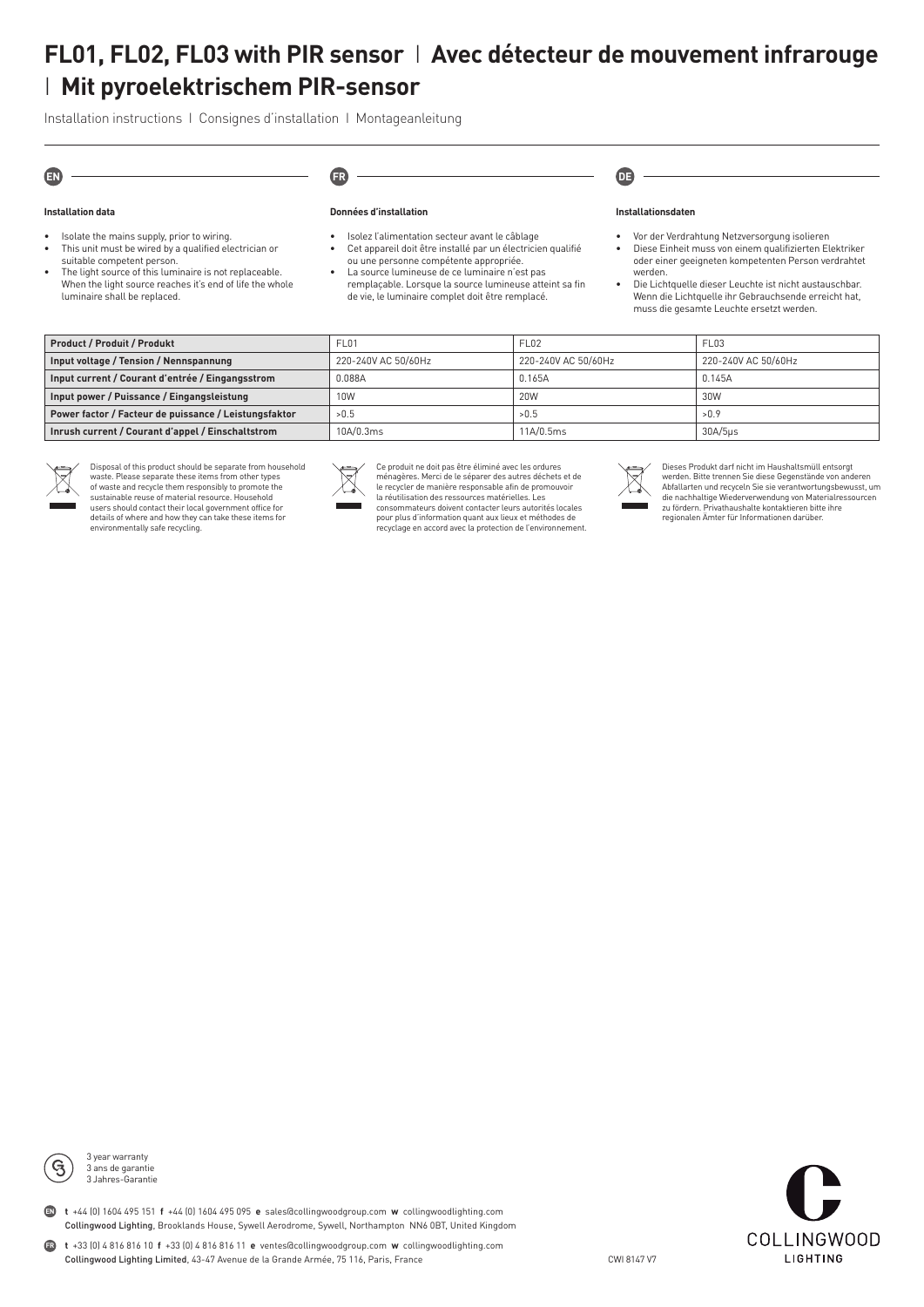// FL01, FL02, FL03 with PIR sensor | Avec détecteur de mouvement infrarouge | Mit pyroelektrischem PIR-sensor

# FL01, FL02, FL03 with PIR sensor | Avec détecteur de mouvement infrarouge | Mit pyroelektrischem PIR-sensor

Installation instructions | Consignes d'installation | Montageanleitung

## EN

### Installation data

- Isolate the mains supply, prior to wiring.
- This unit must be wired by a qualified electrician or suitable competent person.
- The light source of this luminaire is not replaceable. When the light source reaches it's end of life the whole luminaire shall be replaced.

## FR

### Données d'installation

- Isolez l'alimentation secteur avant le câblage
- Cet appareil doit être installé par un électricien qualifié ou une personne compétente appropriée.
- La source lumineuse de ce luminaire n'est pas remplaçable. Lorsque la source lumineuse atteint sa fin de vie, le luminaire complet doit être remplacé.

## DE

### Installationsdaten

- Vor der Verdrahtung Netzversorgung isolieren
- Diese Einheit muss von einem qualifizierten Elektriker oder einer geeigneten kompetenten Person verdrahtet werden.
- Die Lichtquelle dieser Leuchte ist nicht austauschbar. Wenn die Lichtquelle ihr Gebrauchsende erreicht hat, muss die gesamte Leuchte ersetzt werden.

| Product / Produit / Produkt | FL01 | FL02 | FL03 |
|---|---|---|---|
| Input voltage / Tension / Nennspannung | 220-240V AC 50/60Hz | 220-240V AC 50/60Hz | 220-240V AC 50/60Hz |
| Input current / Courant d'entrée / Eingangsstrom | 0.088A | 0.165A | 0.145A |
| Input power / Puissance / Eingangsleistung | 10W | 20W | 30W |
| Power factor / Facteur de puissance / Leistungsfaktor | >0.5 | >0.5 | >0.9 |
| Inrush current / Courant d'appel / Einschaltstrom | 10A/0.3ms | 11A/0.5ms | 30A/5μs |

Disposal of this product should be separate from household waste. Please separate these items from other types of waste and recycle them responsibly to promote the sustainable reuse of material resource. Household users should contact their local government office for details of where and how they can take these items for environmentally safe recycling.

Ce produit ne doit pas être éliminé avec les ordures ménagères. Merci de le séparer des autres déchets et de le recycler de manière responsable afin de promouvoir la réutilisation des ressources matérielles. Les consommateurs doivent contacter leurs autorités locales pour plus d'information quant aux lieux et méthodes de recyclage en accord avec la protection de l'environnement.

Dieses Produkt darf nicht im Haushaltsmüll entsorgt werden. Bitte trennen Sie diese Gegenstände von anderen Abfallarten und recyceln Sie sie verantwortungsbewusst, um die nachhaltige Wiederverwendung von Materialressourcen zu fördern. Privathaushalte kontaktieren bitte ihre regionalen Ämter für Informationen darüber.

3 year warranty
3 ans de garantie
3 Jahres-Garantie

EN **t** +44 (0) 1604 495 151 **f** +44 (0) 1604 495 095 **e** sales@collingwoodgroup.com **w** collingwoodlighting.com
Collingwood Lighting, Brooklands House, Sywell Aerodrome, Sywell, Northampton NN6 0BT, United Kingdom

FR **t** +33 (0) 4 816 816 10 **f** +33 (0) 4 816 816 11 **e** ventes@collingwoodgroup.com **w** collingwoodlighting.com
Collingwood Lighting Limited, 43-47 Avenue de la Grande Armée, 75 116, Paris, France

CWI 8147 V7

COLLINGWOOD LIGHTING